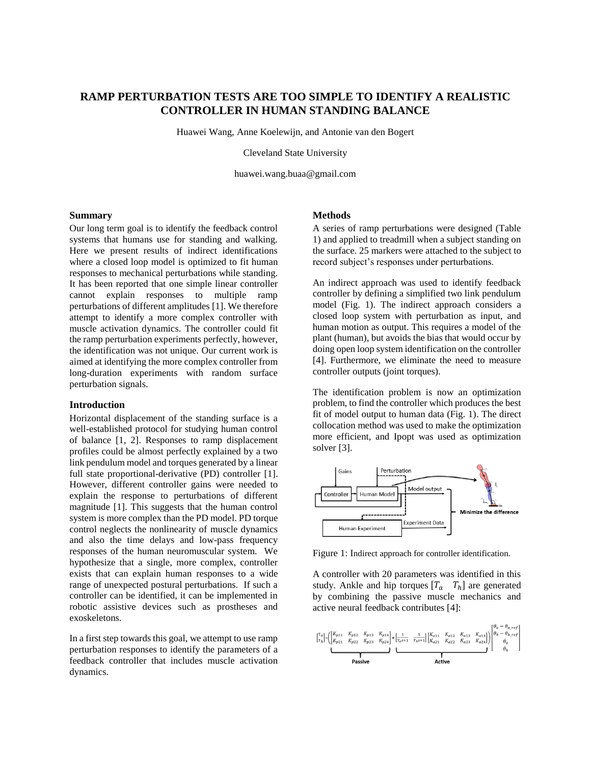# RAMP PERTURBATION TESTS ARE TOO SIMPLE TO IDENTIFY A REALISTIC CONTROLLER IN HUMAN STANDING BALANCE

Huawei Wang, Anne Koelewijn, and Antonie van den Bogert

Cleveland State University

huawei.wang.buaa@gmail.com

## Summary

Our long term goal is to identify the feedback control systems that humans use for standing and walking. Here we present results of indirect identifications where a closed loop model is optimized to fit human responses to mechanical perturbations while standing. It has been reported that one simple linear controller cannot explain responses to multiple ramp perturbations of different amplitudes [1]. We therefore attempt to identify a more complex controller with muscle activation dynamics. The controller could fit the ramp perturbation experiments perfectly, however, the identification was not unique. Our current work is aimed at identifying the more complex controller from long-duration experiments with random surface perturbation signals.

## Introduction

Horizontal displacement of the standing surface is a well-established protocol for studying human control of balance [1, 2]. Responses to ramp displacement profiles could be almost perfectly explained by a two link pendulum model and torques generated by a linear full state proportional-derivative (PD) controller [1]. However, different controller gains were needed to explain the response to perturbations of different magnitude [1]. This suggests that the human control system is more complex than the PD model. PD torque control neglects the nonlinearity of muscle dynamics and also the time delays and low-pass frequency responses of the human neuromuscular system. We hypothesize that a single, more complex, controller exists that can explain human responses to a wide range of unexpected postural perturbations. If such a controller can be identified, it can be implemented in robotic assistive devices such as prostheses and exoskeletons.

In a first step towards this goal, we attempt to use ramp perturbation responses to identify the parameters of a feedback controller that includes muscle activation dynamics.

## Methods

A series of ramp perturbations were designed (Table 1) and applied to treadmill when a subject standing on the surface. 25 markers were attached to the subject to record subject's responses under perturbations.

An indirect approach was used to identify feedback controller by defining a simplified two link pendulum model (Fig. 1). The indirect approach considers a closed loop system with perturbation as input, and human motion as output. This requires a model of the plant (human), but avoids the bias that would occur by doing open loop system identification on the controller [4]. Furthermore, we eliminate the need to measure controller outputs (joint torques).

The identification problem is now an optimization problem, to find the controller which produces the best fit of model output to human data (Fig. 1). The direct collocation method was used to make the optimization more efficient, and Ipopt was used as optimization solver [3].

Figure 1: Indirect approach for controller identification.

A controller with 20 parameters was identified in this study. Ankle and hip torques $[T_a \quad T_h]$ are generated by combining the passive muscle mechanics and active neural feedback contributes [4]:

$$\begin{bmatrix} T_a \\ T_h \end{bmatrix} = \left( \underbrace{\begin{bmatrix} K_{p11} & K_{p12} & K_{p13} & K_{p14} \\ K_{p21} & K_{p22} & K_{p23} & K_{p24} \end{bmatrix}}_{\text{Passive}} + \underbrace{\begin{bmatrix} \frac{1}{T_a s+1} & \frac{1}{T_h s+1} \end{bmatrix} \begin{bmatrix} K_{a11} & K_{a12} & K_{a13} & K_{a14} \\ K_{a21} & K_{a22} & K_{a23} & K_{a24} \end{bmatrix}}_{\text{Active}} \right) \begin{bmatrix} \theta_a - \theta_{a\_ref} \\ \theta_h - \theta_{h\_ref} \\ \dot{\theta}_a \\ \dot{\theta}_h \end{bmatrix}$$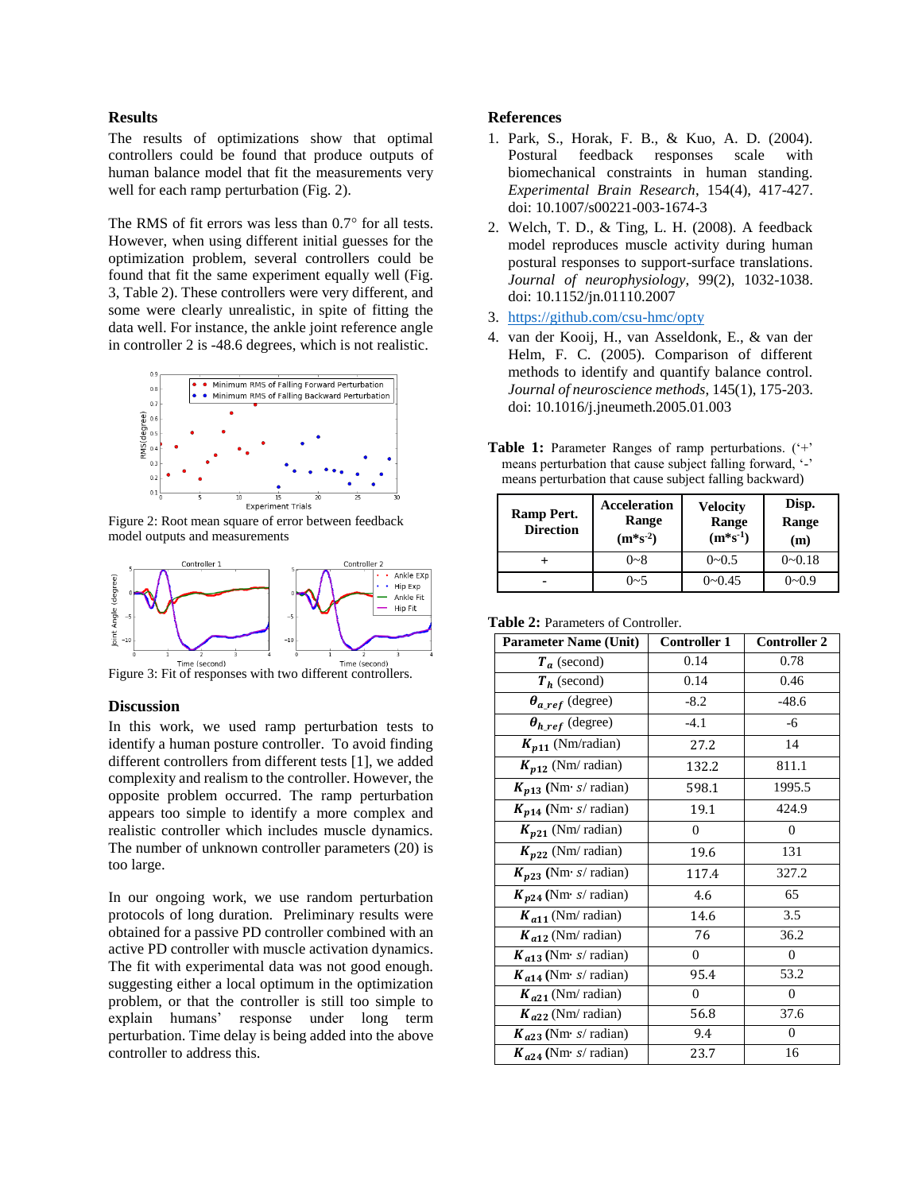## Results

The results of optimizations show that optimal controllers could be found that produce outputs of human balance model that fit the measurements very well for each ramp perturbation (Fig. 2).

The RMS of fit errors was less than 0.7° for all tests. However, when using different initial guesses for the optimization problem, several controllers could be found that fit the same experiment equally well (Fig. 3, Table 2). These controllers were very different, and some were clearly unrealistic, in spite of fitting the data well. For instance, the ankle joint reference angle in controller 2 is -48.6 degrees, which is not realistic.

Minimum RMS of Falling Forward Perturbation
Minimum RMS of Falling Backward Perturbation
RMS(degree)
Experiment Trials

Figure 2: Root mean square of error between feedback model outputs and measurements

Controller 1
Controller 2
Joint Angle (degree)
Time (second)
Ankle EXp
Hip Exp
Ankle Fit
Hip Fit

Figure 3: Fit of responses with two different controllers.

## Discussion

In this work, we used ramp perturbation tests to identify a human posture controller. To avoid finding different controllers from different tests [1], we added complexity and realism to the controller. However, the opposite problem occurred. The ramp perturbation appears too simple to identify a more complex and realistic controller which includes muscle dynamics. The number of unknown controller parameters (20) is too large.

In our ongoing work, we use random perturbation protocols of long duration. Preliminary results were obtained for a passive PD controller combined with an active PD controller with muscle activation dynamics. The fit with experimental data was not good enough. suggesting either a local optimum in the optimization problem, or that the controller is still too simple to explain humans' response under long term perturbation. Time delay is being added into the above controller to address this.

## References

1. Park, S., Horak, F. B., & Kuo, A. D. (2004). Postural feedback responses scale with biomechanical constraints in human standing. *Experimental Brain Research*, 154(4), 417-427. doi: 10.1007/s00221-003-1674-3
2. Welch, T. D., & Ting, L. H. (2008). A feedback model reproduces muscle activity during human postural responses to support-surface translations. *Journal of neurophysiology*, 99(2), 1032-1038. doi: 10.1152/jn.01110.2007
3. https://github.com/csu-hmc/opty
4. van der Kooij, H., van Asseldonk, E., & van der Helm, F. C. (2005). Comparison of different methods to identify and quantify balance control. *Journal of neuroscience methods*, 145(1), 175-203. doi: 10.1016/j.jneumeth.2005.01.003

**Table 1:** Parameter Ranges of ramp perturbations. ('+' means perturbation that cause subject falling forward, '-' means perturbation that cause subject falling backward)

| Ramp Pert. Direction | Acceleration Range ($m*s^{-2}$) | Velocity Range ($m*s^{-1}$) | Disp. Range (m) |
|---|---|---|---|
| + | 0~8 | 0~0.5 | 0~0.18 |
| - | 0~5 | 0~0.45 | 0~0.9 |

**Table 2:** Parameters of Controller.

| Parameter Name (Unit) | Controller 1 | Controller 2 |
|---|---|---|
| $T_a$ (second) | 0.14 | 0.78 |
| $T_h$ (second) | 0.14 | 0.46 |
| $\theta_{a\_ref}$ (degree) | -8.2 | -48.6 |
| $\theta_{h\_ref}$ (degree) | -4.1 | -6 |
| $K_{p11}$ (Nm/radian) | 27.2 | 14 |
| $K_{p12}$ (Nm/ radian) | 132.2 | 811.1 |
| $K_{p13}$ (Nm· s/ radian) | 598.1 | 1995.5 |
| $K_{p14}$ (Nm· s/ radian) | 19.1 | 424.9 |
| $K_{p21}$ (Nm/ radian) | 0 | 0 |
| $K_{p22}$ (Nm/ radian) | 19.6 | 131 |
| $K_{p23}$ (Nm· s/ radian) | 117.4 | 327.2 |
| $K_{p24}$ (Nm· s/ radian) | 4.6 | 65 |
| $K_{a11}$ (Nm/ radian) | 14.6 | 3.5 |
| $K_{a12}$ (Nm/ radian) | 76 | 36.2 |
| $K_{a13}$ (Nm· s/ radian) | 0 | 0 |
| $K_{a14}$ (Nm· s/ radian) | 95.4 | 53.2 |
| $K_{a21}$ (Nm/ radian) | 0 | 0 |
| $K_{a22}$ (Nm/ radian) | 56.8 | 37.6 |
| $K_{a23}$ (Nm· s/ radian) | 9.4 | 0 |
| $K_{a24}$ (Nm· s/ radian) | 23.7 | 16 |